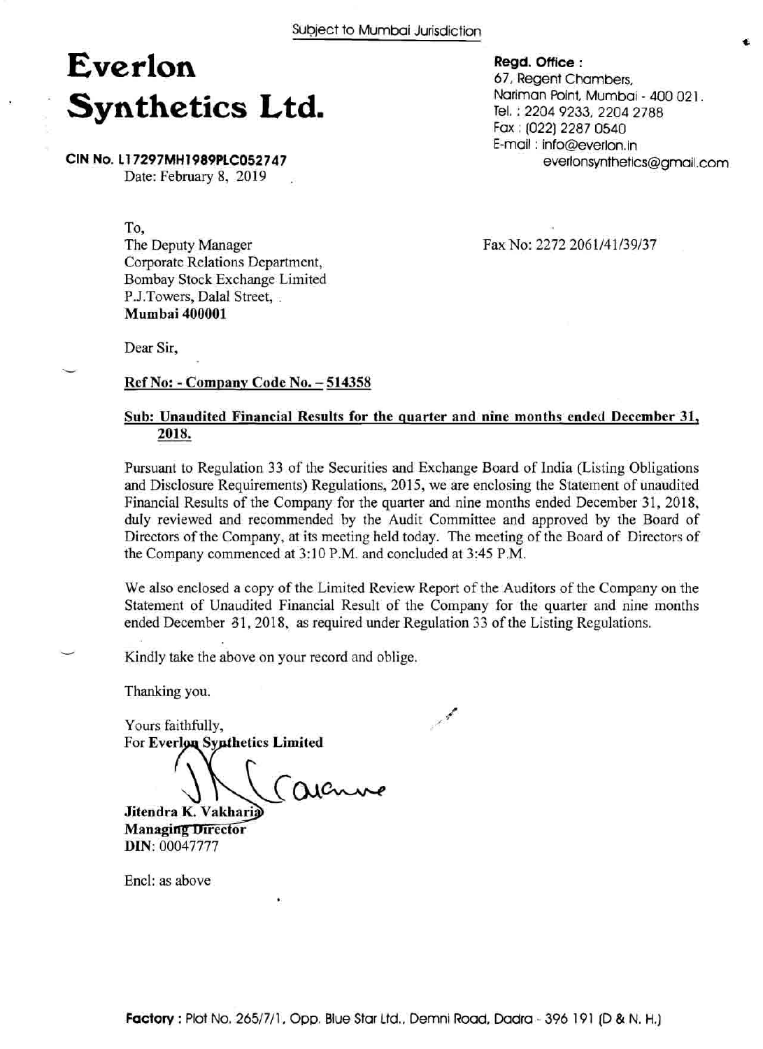Subject to Mumbai Jurisdiction

# Everlon Synthetics Ltd.

**CIN No. L17297MH1989PLC052747**

**Regd. Office :**
67, Regent Chambers,
Nariman Point, Mumbai - 400 021.
Tel. : 2204 9233, 2204 2788
Fax : (022) 2287 0540
E-mail : info@everlon.in
everlonsynthetics@gmail.com

Date: February 8, 2019

To,
The Deputy Manager
Corporate Relations Department,
Bombay Stock Exchange Limited
P.J.Towers, Dalal Street,
**Mumbai 400001**

Fax No: 2272 2061/41/39/37

Dear Sir,

**Ref No: - Company Code No. – 514358**

**Sub: Unaudited Financial Results for the quarter and nine months ended December 31, 2018.**

Pursuant to Regulation 33 of the Securities and Exchange Board of India (Listing Obligations and Disclosure Requirements) Regulations, 2015, we are enclosing the Statement of unaudited Financial Results of the Company for the quarter and nine months ended December 31, 2018, duly reviewed and recommended by the Audit Committee and approved by the Board of Directors of the Company, at its meeting held today. The meeting of the Board of Directors of the Company commenced at 3:10 P.M. and concluded at 3:45 P.M.

We also enclosed a copy of the Limited Review Report of the Auditors of the Company on the Statement of Unaudited Financial Result of the Company for the quarter and nine months ended December 31, 2018, as required under Regulation 33 of the Listing Regulations.

Kindly take the above on your record and oblige.

Thanking you.

Yours faithfully,
For **Everlon Synthetics Limited**

**Jitendra K. Vakharia**
**Managing Director**
**DIN**: 00047777

Encl: as above

**Factory :** Plot No. 265/7/1, Opp. Blue Star Ltd., Demni Road, Dadra - 396 191 (D & N. H.)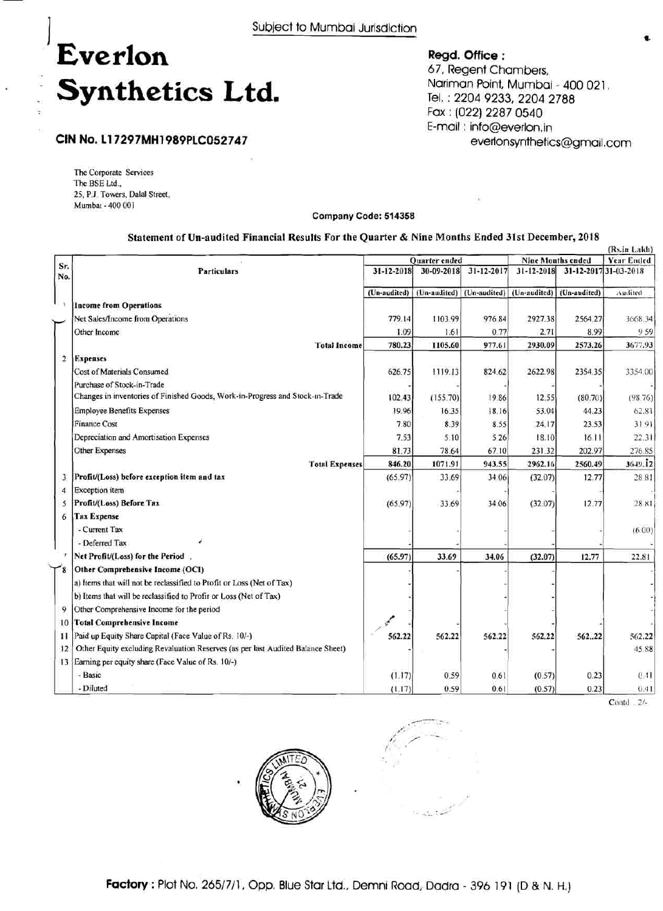Subject to Mumbai Jurisdiction

# Everlon Synthetics Ltd.

**CIN No. L17297MH1989PLC052747**

**Regd. Office :**
67, Regent Chambers,
Nariman Point, Mumbai - 400 021.
Tel. : 2204 9233, 2204 2788
Fax : (022) 2287 0540
E-mail : info@everlon.in
everlonsynthetics@gmail.com

The Corporate Services
The BSE Ltd.,
25, P.J. Towers, Dalal Street,
Mumbai - 400 001

**Company Code: 514358**

**Statement of Un-audited Financial Results For the Quarter & Nine Months Ended 31st December, 2018**

(Rs.in Lakh)

| Sr. No. | Particulars | Quarter ended | | | Nine Months ended | | Year Ended |
|---|---|---|---|---|---|---|---|
| | | 31-12-2018 | 30-09-2018 | 31-12-2017 | 31-12-2018 | 31-12-2017 | 31-03-2018 |
| | | (Un-audited) | (Un-audited) | (Un-audited) | (Un-audited) | (Un-audited) | Audited |
| 1 | **Income from Operations** | | | | | | |
| | Net Sales/Income from Operations | 779.14 | 1103.99 | 976.84 | 2927.38 | 2564.27 | 3668.34 |
| | Other Income | 1.09 | 1.61 | 0.77 | 2.71 | 8.99 | 9.59 |
| | **Total Income** | **780.23** | **1105.60** | **977.61** | **2930.09** | **2573.26** | **3677.93** |
| 2 | **Expenses** | | | | | | |
| | Cost of Materials Consumed | 626.75 | 1119.13 | 824.62 | 2622.98 | 2354.35 | 3354.00 |
| | Purchase of Stock-in-Trade | - | - | - | - | - | - |
| | Changes in inventories of Finished Goods, Work-in-Progress and Stock-in-Trade | 102.43 | (155.70) | 19.86 | 12.55 | (80.70) | (98.76) |
| | Employee Benefits Expenses | 19.96 | 16.35 | 18.16 | 53.04 | 44.23 | 62.81 |
| | Finance Cost | 7.80 | 8.39 | 8.55 | 24.17 | 23.53 | 31.91 |
| | Depreciation and Amortisation Expenses | 7.53 | 5.10 | 5.26 | 18.10 | 16.11 | 22.31 |
| | Other Expenses | 81.73 | 78.64 | 67.10 | 231.32 | 202.97 | 276.85 |
| | **Total Expenses** | **846.20** | **1071.91** | **943.55** | **2962.16** | **2560.49** | **3649.12** |
| 3 | **Profit/(Loss) before exception item and tax** | (65.97) | 33.69 | 34.06 | (32.07) | 12.77 | 28.81 |
| 4 | Exception item | | - | - | | - | - |
| 5 | **Profit/(Loss) Before Tax** | (65.97) | 33.69 | 34.06 | (32.07) | 12.77 | 28.81 |
| 6 | **Tax Expense** | | | | | | |
| | - Current Tax | | - | - | - | - | (6.00) |
| | - Deferred Tax | | - | - | - | - | - |
| 7 | **Net Profit/(Loss) for the Period** | **(65.97)** | **33.69** | **34.06** | **(32.07)** | **12.77** | **22.81** |
| 8 | **Other Comprehensive Income (OCI)** | - | - | - | - | - | - |
| | a) Items that will not be reclassified to Profit or Loss (Net of Tax) | - | - | - | - | - | - |
| | b) Items that will be reclassified to Profir or Loss (Net of Tax) | - | - | - | - | - | - |
| 9 | Other Comprehensive Income for the period | - | - | - | - | - | - |
| 10 | **Total Comprehensive Income** | - | - | - | - | - | - |
| 11 | Paid up Equity Share Capital (Face Value of Rs. 10/-) | 562.22 | 562.22 | 562.22 | 562.22 | 562..22 | 562.22 |
| 12 | Other Equity excluding Revaluation Reserves (as per last Audited Balance Sheet) | - | - | - | - | - | 45.88 |
| 13 | Earning per equity share (Face Value of Rs. 10/-) | | | | | | |
| | - Basic | (1.17) | 0.59 | 0.61 | (0.57) | 0.23 | 0.41 |
| | - Diluted | (1.17) | 0.59 | 0.61 | (0.57) | 0.23 | 0.41 |

Contd ... 2/-

**Factory :** Plot No. 265/7/1, Opp. Blue Star Ltd., Demni Road, Dadra - 396 191 (D & N. H.)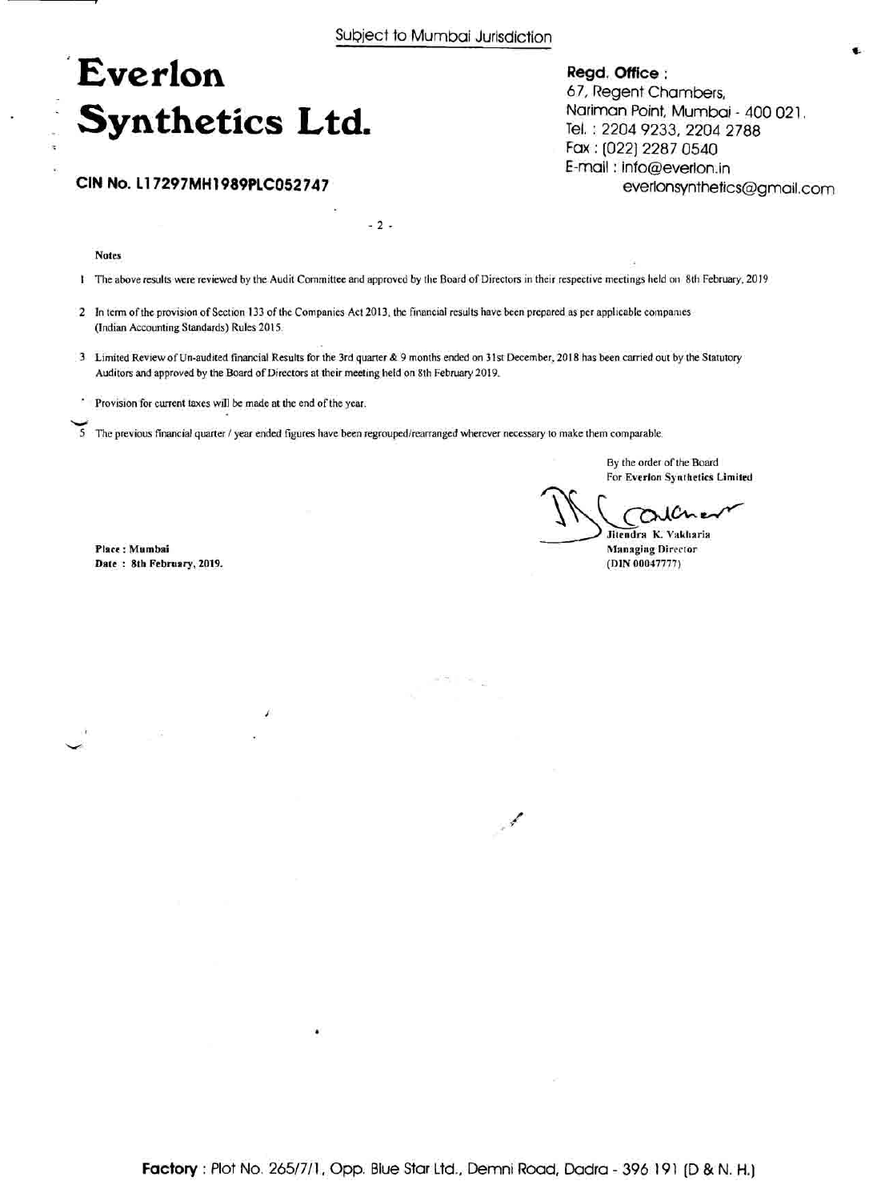Subject to Mumbai Jurisdiction

# Everlon Synthetics Ltd.

**CIN No. L17297MH1989PLC052747**

**Regd. Office :**
67, Regent Chambers,
Nariman Point, Mumbai - 400 021.
Tel. : 2204 9233, 2204 2788
Fax : (022) 2287 0540
E-mail : info@everlon.in
everlonsynthetics@gmail.com

- 2 -

**Notes**

1 The above results were reviewed by the Audit Committee and approved by the Board of Directors in their respective meetings held on 8th February, 2019

2 In term of the provision of Section 133 of the Companies Act 2013, the financial results have been prepared as per applicable companies (Indian Accounting Standards) Rules 2015.

3 Limited Review of Un-audited financial Results for the 3rd quarter & 9 months ended on 31st December, 2018 has been carried out by the Statutory Auditors and approved by the Board of Directors at their meeting held on 8th February 2019.

4 Provision for current taxes will be made at the end of the year.

5 The previous financial quarter / year ended figures have been regrouped/rearranged wherever necessary to make them comparable.

By the order of the Board
**For Everlon Synthetics Limited**

Jitendra K. Vakharia
**Managing Director**
(DIN 00047777)

**Place : Mumbai**
**Date : 8th February, 2019.**

**Factory** : Plot No. 265/7/1, Opp. Blue Star Ltd., Demni Road, Dadra - 396 191 (D & N. H.)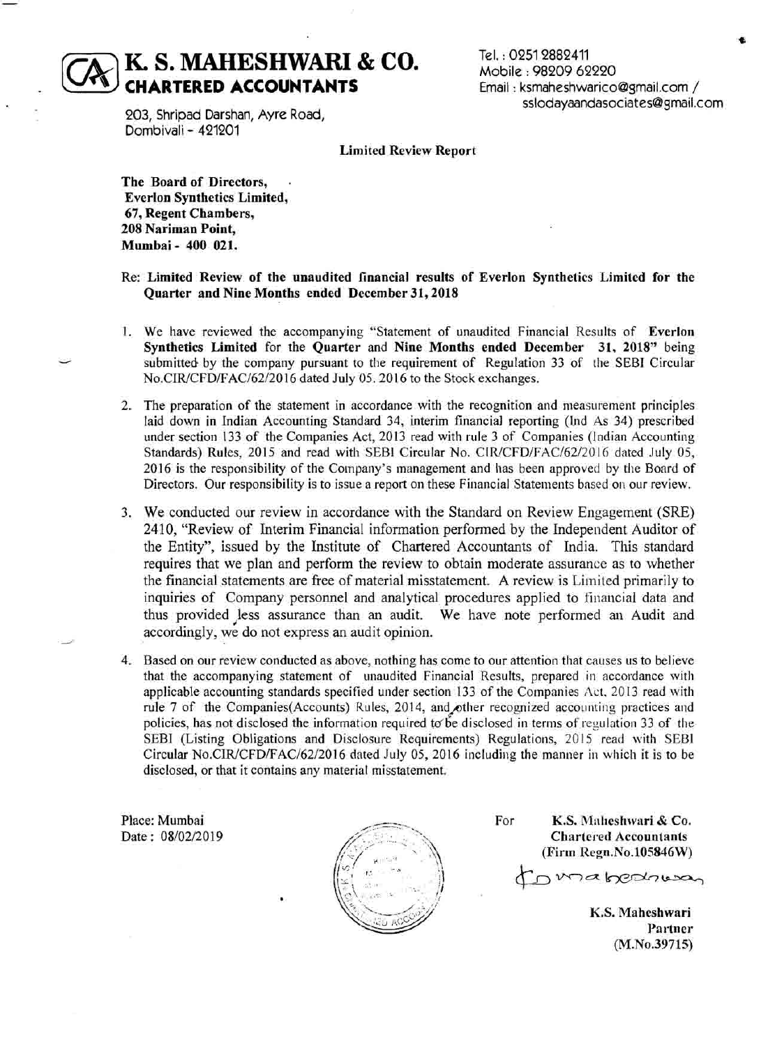# K. S. MAHESHWARI & CO.
**CHARTERED ACCOUNTANTS**

203, Shripad Darshan, Ayre Road,
Dombivali - 421201

Tel. : 0251 2882411
Mobile : 98209 62220
Email : ksmaheshwarico@gmail.com / sslodayaandasociates@gmail.com

**Limited Review Report**

**The Board of Directors,**
**Everlon Synthetics Limited,**
**67, Regent Chambers,**
**208 Nariman Point,**
**Mumbai - 400 021.**

Re: **Limited Review of the unaudited financial results of Everlon Synthetics Limited for the Quarter and Nine Months ended December 31, 2018**

1. We have reviewed the accompanying "Statement of unaudited Financial Results of **Everlon Synthetics Limited** for the **Quarter** and **Nine Months ended December 31, 2018"** being submitted by the company pursuant to the requirement of Regulation 33 of the SEBI Circular No.CIR/CFD/FAC/62/2016 dated July 05. 2016 to the Stock exchanges.

2. The preparation of the statement in accordance with the recognition and measurement principles laid down in Indian Accounting Standard 34, interim financial reporting (Ind As 34) prescribed under section 133 of the Companies Act, 2013 read with rule 3 of Companies (Indian Accounting Standards) Rules, 2015 and read with SEBI Circular No. CIR/CFD/FAC/62/2016 dated July 05, 2016 is the responsibility of the Company's management and has been approved by the Board of Directors. Our responsibility is to issue a report on these Financial Statements based on our review.

3. We conducted our review in accordance with the Standard on Review Engagement (SRE) 2410, "Review of Interim Financial information performed by the Independent Auditor of the Entity", issued by the Institute of Chartered Accountants of India. This standard requires that we plan and perform the review to obtain moderate assurance as to whether the financial statements are free of material misstatement. A review is Limited primarily to inquiries of Company personnel and analytical procedures applied to financial data and thus provided less assurance than an audit. We have note performed an Audit and accordingly, we do not express an audit opinion.

4. Based on our review conducted as above, nothing has come to our attention that causes us to believe that the accompanying statement of unaudited Financial Results, prepared in accordance with applicable accounting standards specified under section 133 of the Companies Act, 2013 read with rule 7 of the Companies(Accounts) Rules, 2014, and other recognized accounting practices and policies, has not disclosed the information required to be disclosed in terms of regulation 33 of the SEBI (Listing Obligations and Disclosure Requirements) Regulations, 2015 read with SEBI Circular No.CIR/CFD/FAC/62/2016 dated July 05, 2016 including the manner in which it is to be disclosed, or that it contains any material misstatement.

Place: Mumbai
Date : 08/02/2019

For **K.S. Maheshwari & Co.**
**Chartered Accountants**
**(Firm Regn.No.105846W)**

**K.S. Maheshwari**
**Partner**
**(M.No.39715)**